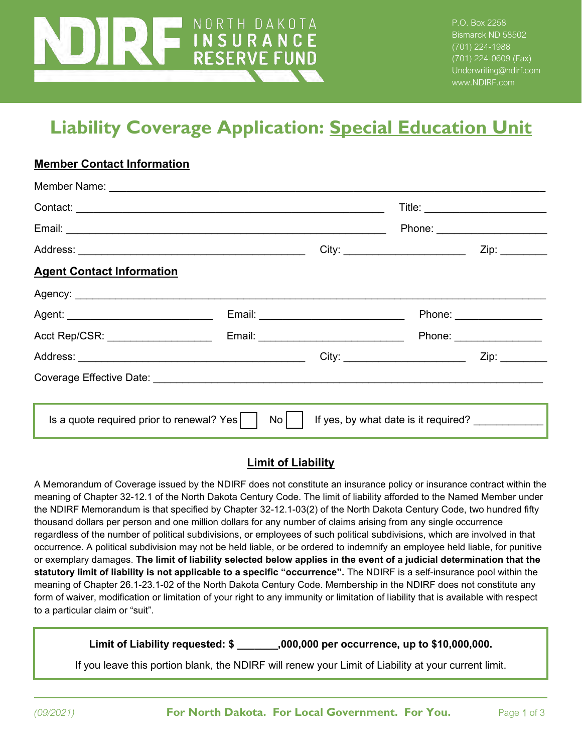NORTH DAKOTA INSURANCE RESERVE FUND

P.O. Box 2258
Bismarck ND 58502
(701) 224-1988
(701) 224-0609 (Fax)
Underwriting@ndirf.com
www.NDIRF.com

# Liability Coverage Application: Special Education Unit

## Member Contact Information

Member Name: ______________________________________________________________________

Contact: ______________________________________________ Title: ____________________

Email: _______________________________________________ Phone: ___________________

Address: ___________________________________ City: ____________________ Zip: ________

## Agent Contact Information

Agency: ___________________________________________________________________________

Agent: _______________________ Email: _______________________ Phone: ______________

Acct Rep/CSR: _________________ Email: _______________________ Phone: ______________

Address: ___________________________________ City: ____________________ Zip: ________

Coverage Effective Date: _____________________________________________________________

Is a quote required prior to renewal? Yes ☐ No ☐ If yes, by what date is it required? ___________

## Limit of Liability

A Memorandum of Coverage issued by the NDIRF does not constitute an insurance policy or insurance contract within the meaning of Chapter 32-12.1 of the North Dakota Century Code. The limit of liability afforded to the Named Member under the NDIRF Memorandum is that specified by Chapter 32-12.1-03(2) of the North Dakota Century Code, two hundred fifty thousand dollars per person and one million dollars for any number of claims arising from any single occurrence regardless of the number of political subdivisions, or employees of such political subdivisions, which are involved in that occurrence. A political subdivision may not be held liable, or be ordered to indemnify an employee held liable, for punitive or exemplary damages. **The limit of liability selected below applies in the event of a judicial determination that the statutory limit of liability is not applicable to a specific "occurrence".** The NDIRF is a self-insurance pool within the meaning of Chapter 26.1-23.1-02 of the North Dakota Century Code. Membership in the NDIRF does not constitute any form of waiver, modification or limitation of your right to any immunity or limitation of liability that is available with respect to a particular claim or "suit".

**Limit of Liability requested: $ _______,000,000 per occurrence, up to $10,000,000.**

If you leave this portion blank, the NDIRF will renew your Limit of Liability at your current limit.

(09/2021) **For North Dakota. For Local Government. For You.**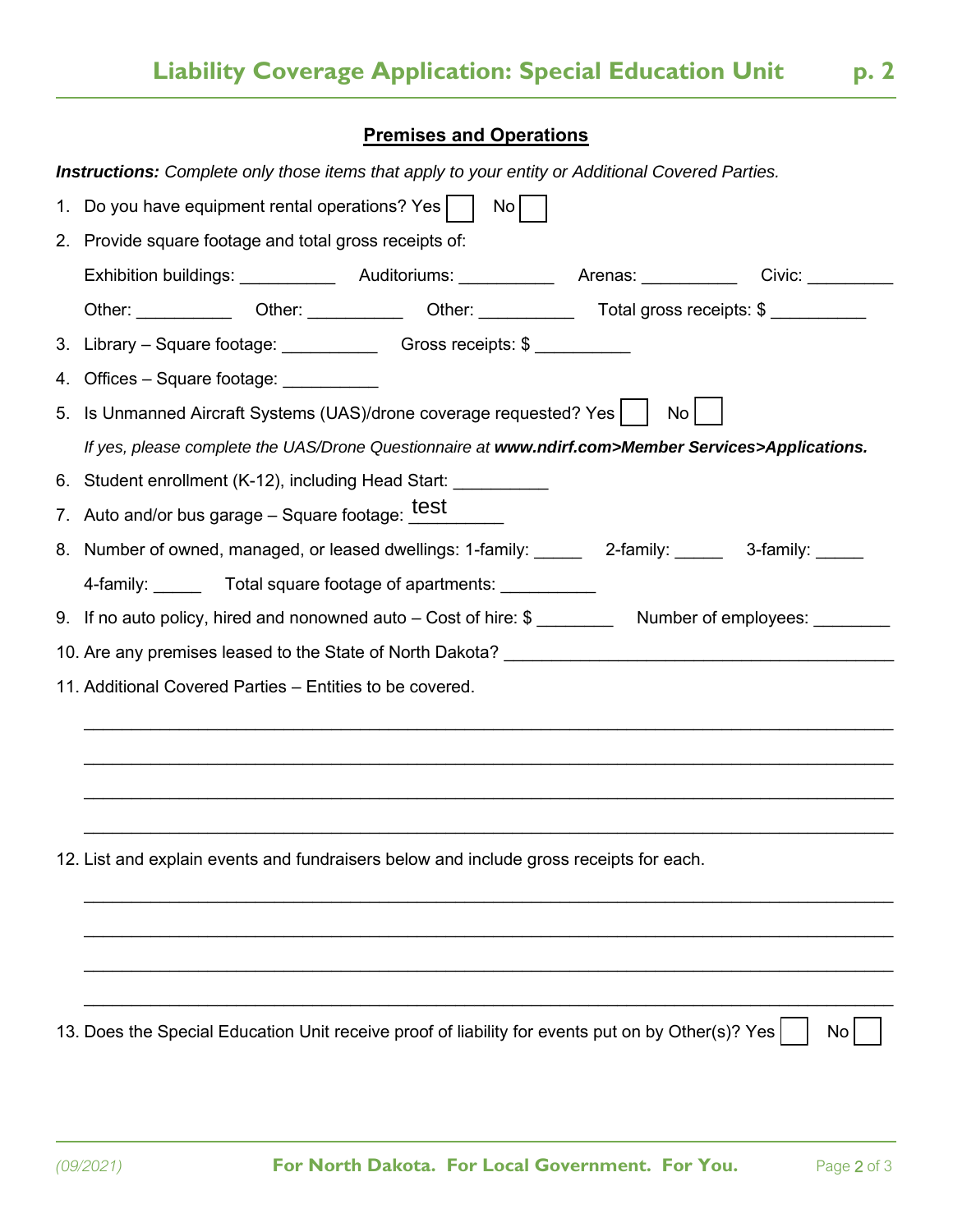## Premises and Operations

***Instructions:*** *Complete only those items that apply to your entity or Additional Covered Parties.*

1. Do you have equipment rental operations? Yes ☐ No ☐
2. Provide square footage and total gross receipts of:

   Exhibition buildings: __________ Auditoriums: __________ Arenas: __________ Civic: _________

   Other: __________ Other: __________ Other: __________ Total gross receipts: $ __________
3. Library – Square footage: __________ Gross receipts: $ __________
4. Offices – Square footage: __________
5. Is Unmanned Aircraft Systems (UAS)/drone coverage requested? Yes ☐ No ☐

   *If yes, please complete the UAS/Drone Questionnaire at **www.ndirf.com>Member Services>Applications.***
6. Student enrollment (K-12), including Head Start: __________
7. Auto and/or bus garage – Square footage: test
8. Number of owned, managed, or leased dwellings: 1-family: _____ 2-family: _____ 3-family: _____

   4-family: _____ Total square footage of apartments: __________
9. If no auto policy, hired and nonowned auto – Cost of hire: $ ________ Number of employees: ________
10. Are any premises leased to the State of North Dakota? ________________________________________
11. Additional Covered Parties – Entities to be covered.

    ________________________________________________________________________________

    ________________________________________________________________________________

    ________________________________________________________________________________

    ________________________________________________________________________________
12. List and explain events and fundraisers below and include gross receipts for each.

    ________________________________________________________________________________

    ________________________________________________________________________________

    ________________________________________________________________________________

    ________________________________________________________________________________
13. Does the Special Education Unit receive proof of liability for events put on by Other(s)? Yes ☐ No ☐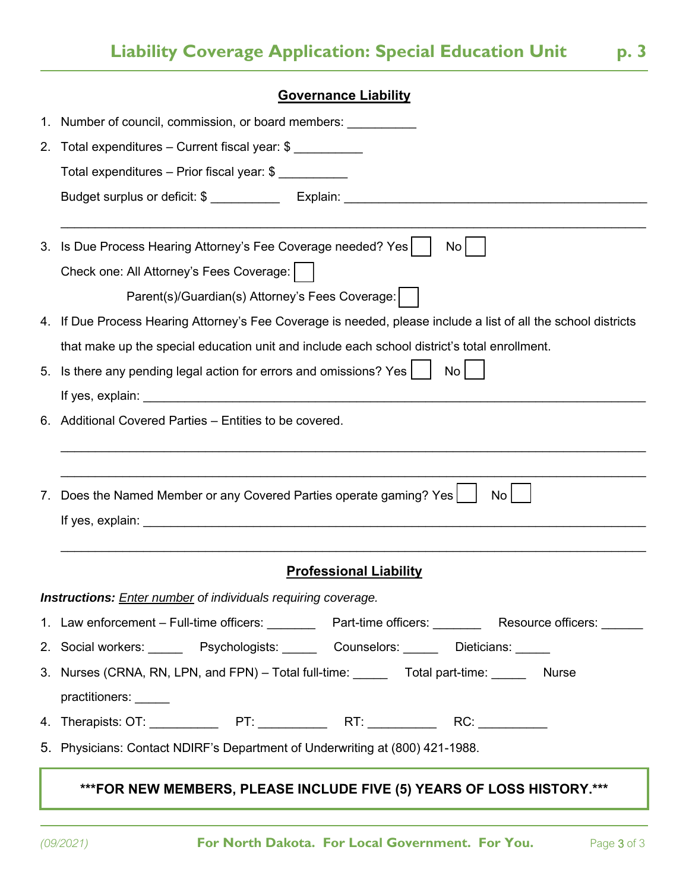## Governance Liability

1. Number of council, commission, or board members: __________
2. Total expenditures – Current fiscal year: $ __________

   Total expenditures – Prior fiscal year: $ __________

   Budget surplus or deficit: $ __________ Explain: ____________________________________________

   ________________________________________________________________________________
3. Is Due Process Hearing Attorney's Fee Coverage needed? Yes ☐ No ☐

   Check one: All Attorney's Fees Coverage: ☐

   Parent(s)/Guardian(s) Attorney's Fees Coverage: ☐
4. If Due Process Hearing Attorney's Fee Coverage is needed, please include a list of all the school districts that make up the special education unit and include each school district's total enrollment.
5. Is there any pending legal action for errors and omissions? Yes ☐ No ☐

   If yes, explain: ________________________________________________________________
6. Additional Covered Parties – Entities to be covered.

   ________________________________________________________________________________

   ________________________________________________________________________________
7. Does the Named Member or any Covered Parties operate gaming? Yes ☐ No ☐

   If yes, explain: ________________________________________________________________

   ________________________________________________________________________________

## Professional Liability

***Instructions:*** *Enter number of individuals requiring coverage.*

1. Law enforcement – Full-time officers: _______ Part-time officers: _______ Resource officers: ______
2. Social workers: _____ Psychologists: _____ Counselors: _____ Dieticians: _____
3. Nurses (CRNA, RN, LPN, and FPN) – Total full-time: _____ Total part-time: _____ Nurse practitioners: _____
4. Therapists: OT: __________ PT: __________ RT: __________ RC: __________
5. Physicians: Contact NDIRF's Department of Underwriting at (800) 421-1988.

**\*\*\*FOR NEW MEMBERS, PLEASE INCLUDE FIVE (5) YEARS OF LOSS HISTORY.\*\*\***